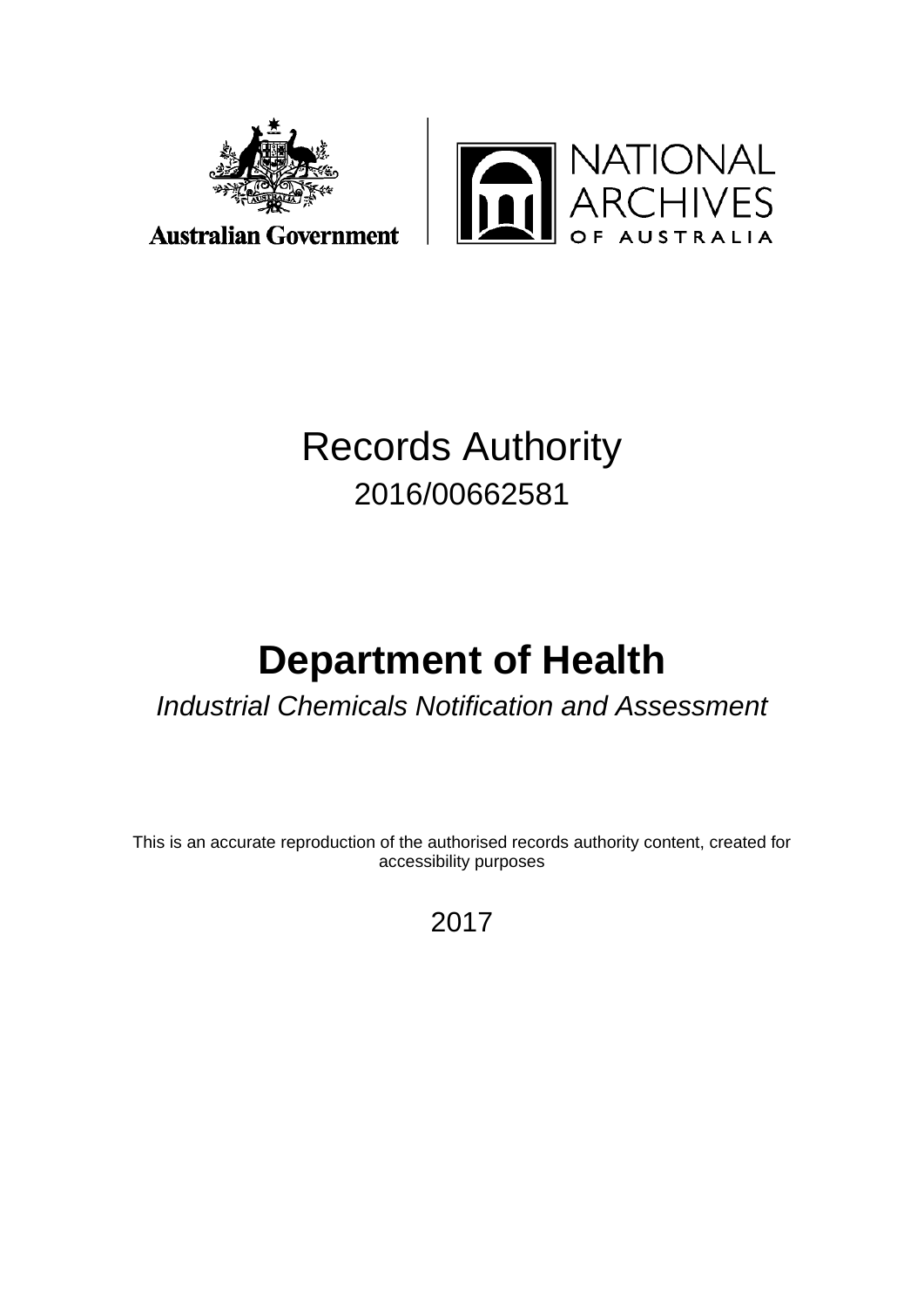Australian Government

NATIONAL ARCHIVES OF AUSTRALIA

# Records Authority

2016/00662581

# Department of Health

*Industrial Chemicals Notification and Assessment*

This is an accurate reproduction of the authorised records authority content, created for accessibility purposes

2017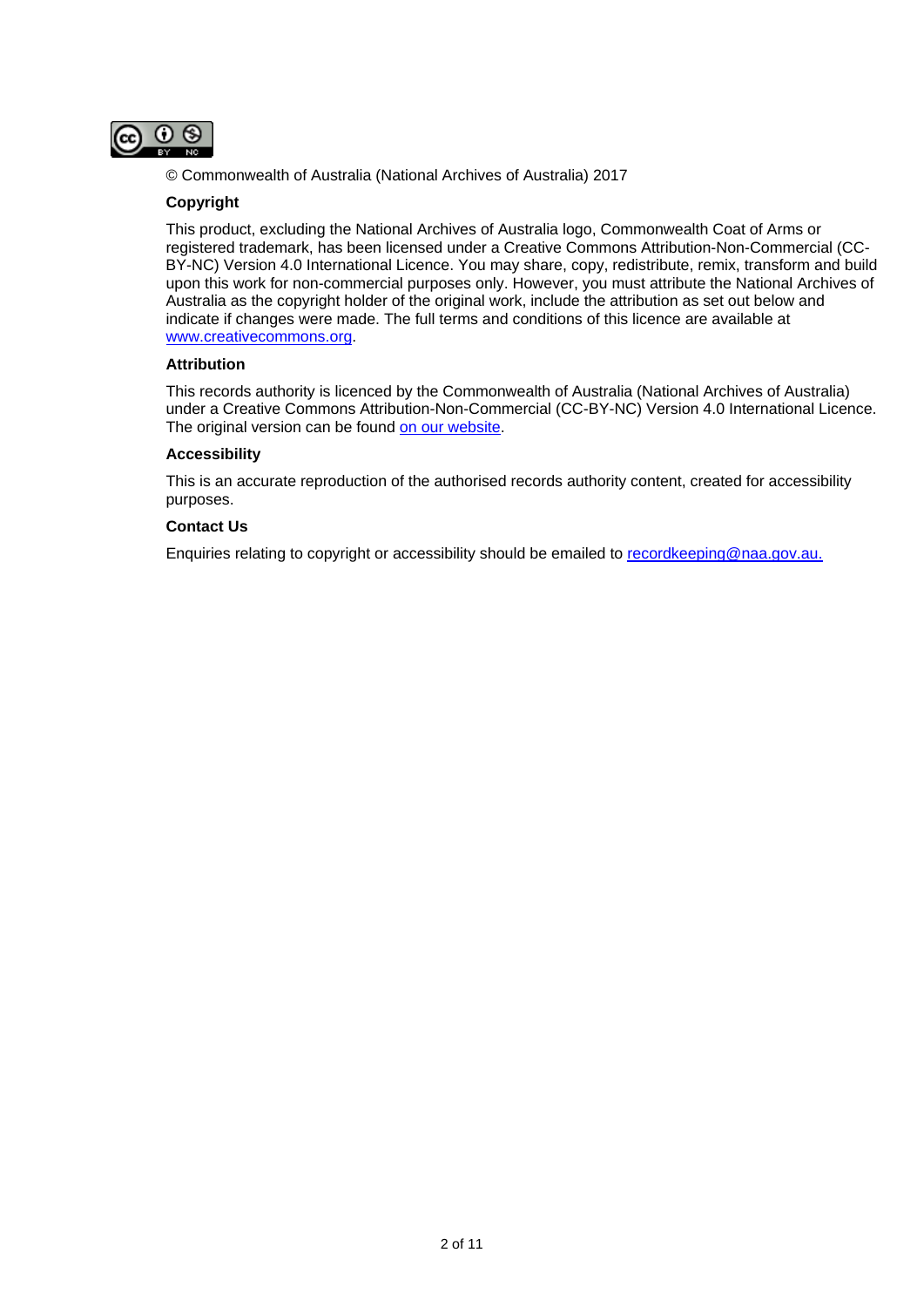© Commonwealth of Australia (National Archives of Australia) 2017

### Copyright

This product, excluding the National Archives of Australia logo, Commonwealth Coat of Arms or registered trademark, has been licensed under a Creative Commons Attribution-Non-Commercial (CC-BY-NC) Version 4.0 International Licence. You may share, copy, redistribute, remix, transform and build upon this work for non-commercial purposes only. However, you must attribute the National Archives of Australia as the copyright holder of the original work, include the attribution as set out below and indicate if changes were made. The full terms and conditions of this licence are available at www.creativecommons.org.

### Attribution

This records authority is licenced by the Commonwealth of Australia (National Archives of Australia) under a Creative Commons Attribution-Non-Commercial (CC-BY-NC) Version 4.0 International Licence. The original version can be found on our website.

### Accessibility

This is an accurate reproduction of the authorised records authority content, created for accessibility purposes.

### Contact Us

Enquiries relating to copyright or accessibility should be emailed to recordkeeping@naa.gov.au.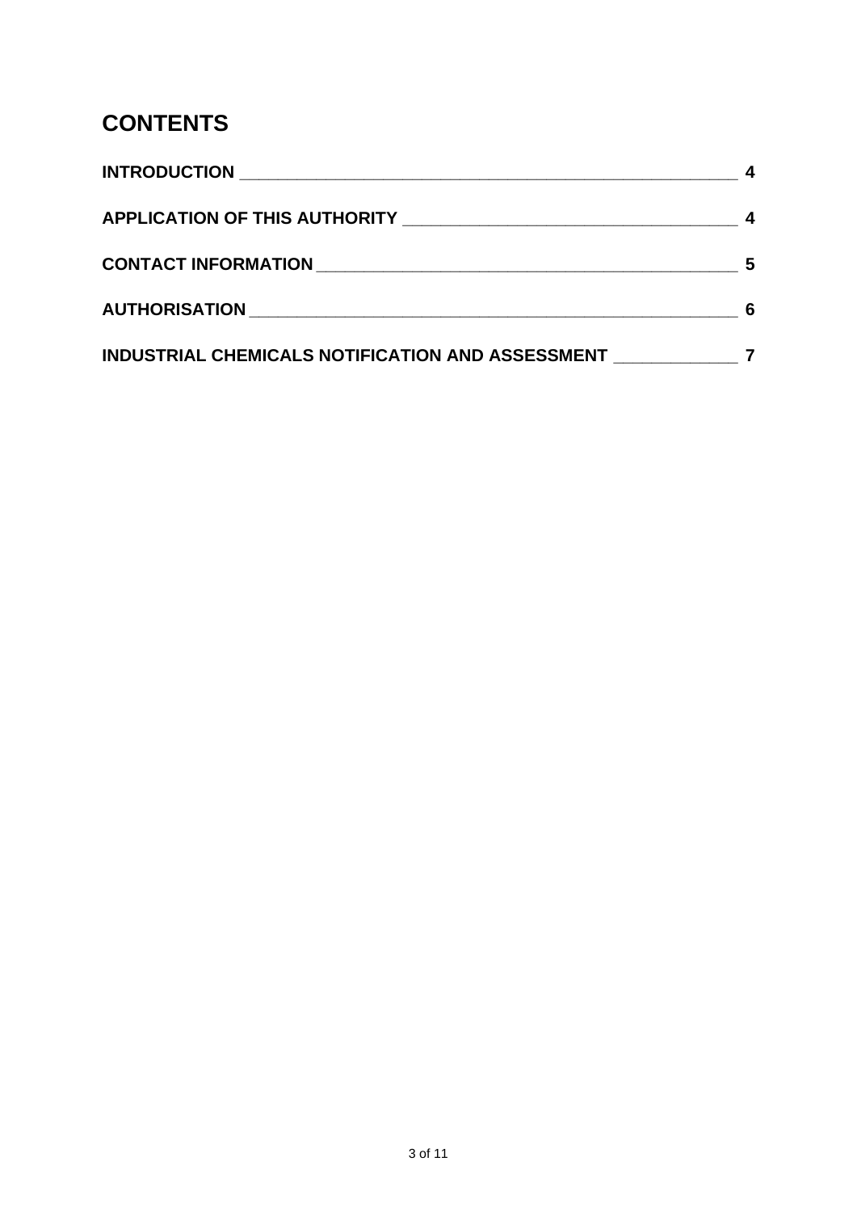# CONTENTS

**INTRODUCTION** ____________________________________________________ **4**

**APPLICATION OF THIS AUTHORITY** ________________________________ **4**

**CONTACT INFORMATION** ___________________________________________ **5**

**AUTHORISATION** _________________________________________________ **6**

**INDUSTRIAL CHEMICALS NOTIFICATION AND ASSESSMENT** ___________ **7**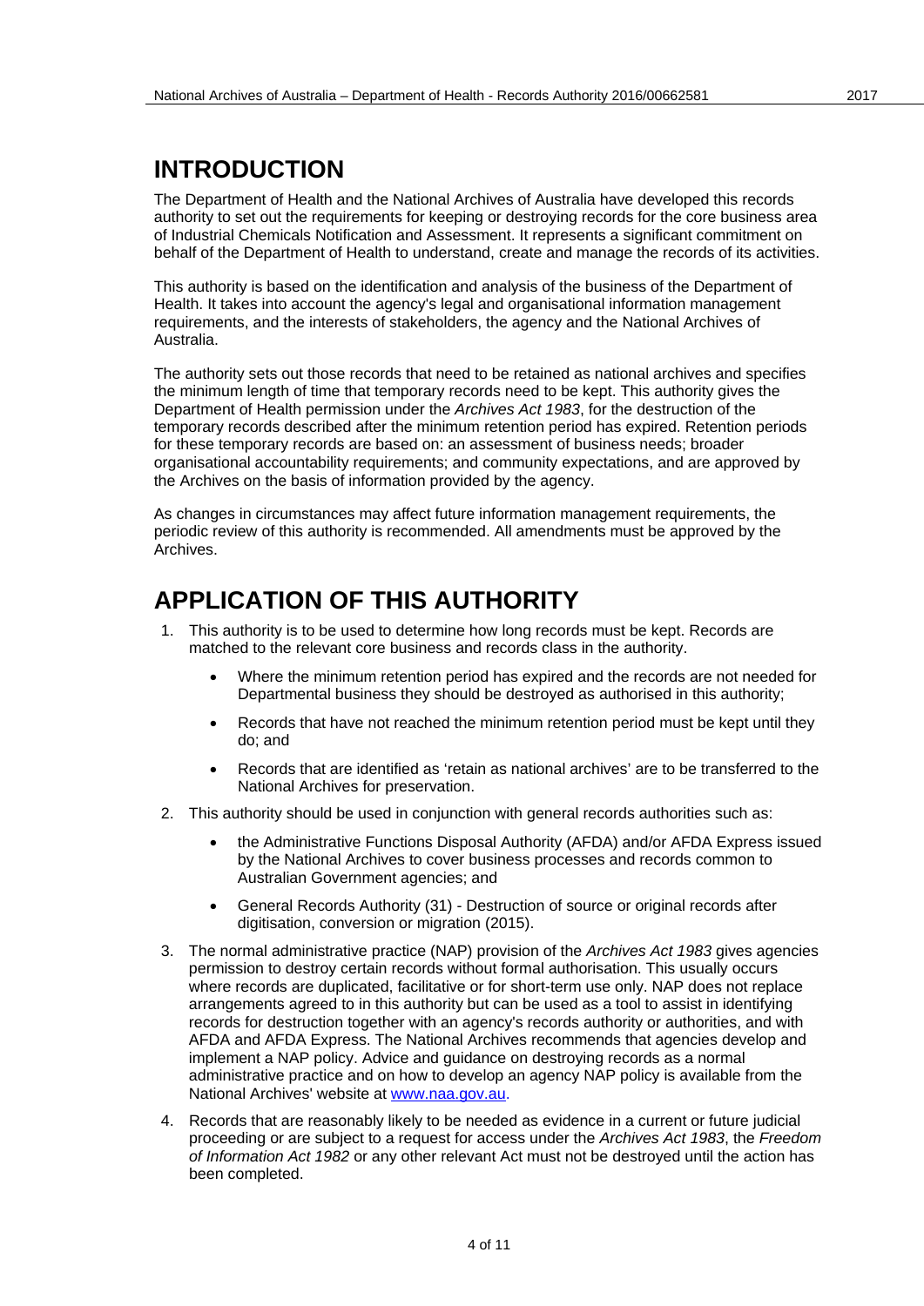# INTRODUCTION

The Department of Health and the National Archives of Australia have developed this records authority to set out the requirements for keeping or destroying records for the core business area of Industrial Chemicals Notification and Assessment. It represents a significant commitment on behalf of the Department of Health to understand, create and manage the records of its activities.

This authority is based on the identification and analysis of the business of the Department of Health. It takes into account the agency's legal and organisational information management requirements, and the interests of stakeholders, the agency and the National Archives of Australia.

The authority sets out those records that need to be retained as national archives and specifies the minimum length of time that temporary records need to be kept. This authority gives the Department of Health permission under the *Archives Act 1983*, for the destruction of the temporary records described after the minimum retention period has expired. Retention periods for these temporary records are based on: an assessment of business needs; broader organisational accountability requirements; and community expectations, and are approved by the Archives on the basis of information provided by the agency.

As changes in circumstances may affect future information management requirements, the periodic review of this authority is recommended. All amendments must be approved by the Archives.

# APPLICATION OF THIS AUTHORITY

1. This authority is to be used to determine how long records must be kept. Records are matched to the relevant core business and records class in the authority.
   - Where the minimum retention period has expired and the records are not needed for Departmental business they should be destroyed as authorised in this authority;
   - Records that have not reached the minimum retention period must be kept until they do; and
   - Records that are identified as 'retain as national archives' are to be transferred to the National Archives for preservation.
2. This authority should be used in conjunction with general records authorities such as:
   - the Administrative Functions Disposal Authority (AFDA) and/or AFDA Express issued by the National Archives to cover business processes and records common to Australian Government agencies; and
   - General Records Authority (31) - Destruction of source or original records after digitisation, conversion or migration (2015).
3. The normal administrative practice (NAP) provision of the *Archives Act 1983* gives agencies permission to destroy certain records without formal authorisation. This usually occurs where records are duplicated, facilitative or for short-term use only. NAP does not replace arrangements agreed to in this authority but can be used as a tool to assist in identifying records for destruction together with an agency's records authority or authorities, and with AFDA and AFDA Express. The National Archives recommends that agencies develop and implement a NAP policy. Advice and guidance on destroying records as a normal administrative practice and on how to develop an agency NAP policy is available from the National Archives' website at [www.naa.gov.au](http://www.naa.gov.au).
4. Records that are reasonably likely to be needed as evidence in a current or future judicial proceeding or are subject to a request for access under the *Archives Act 1983*, the *Freedom of Information Act 1982* or any other relevant Act must not be destroyed until the action has been completed.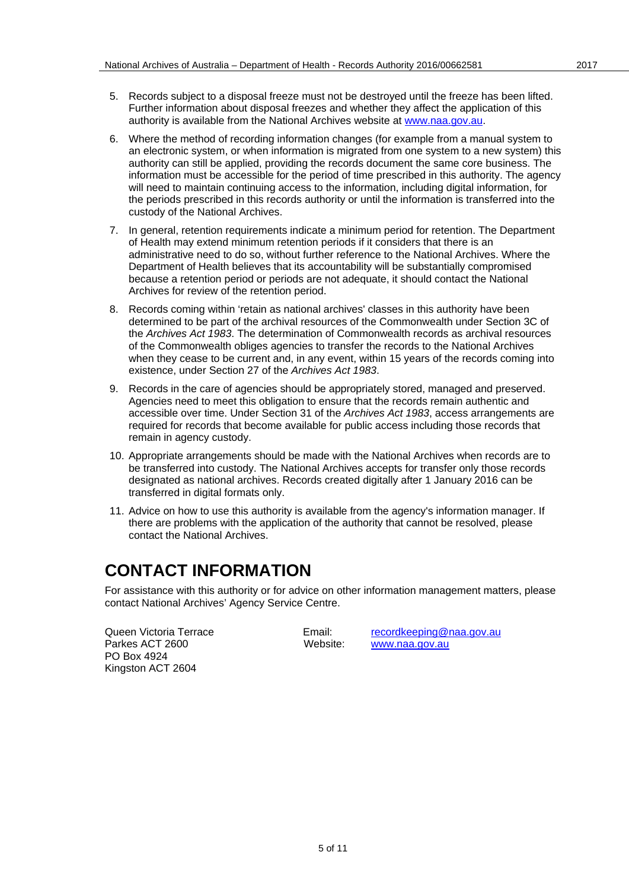5. Records subject to a disposal freeze must not be destroyed until the freeze has been lifted. Further information about disposal freezes and whether they affect the application of this authority is available from the National Archives website at www.naa.gov.au.

6. Where the method of recording information changes (for example from a manual system to an electronic system, or when information is migrated from one system to a new system) this authority can still be applied, providing the records document the same core business. The information must be accessible for the period of time prescribed in this authority. The agency will need to maintain continuing access to the information, including digital information, for the periods prescribed in this records authority or until the information is transferred into the custody of the National Archives.

7. In general, retention requirements indicate a minimum period for retention. The Department of Health may extend minimum retention periods if it considers that there is an administrative need to do so, without further reference to the National Archives. Where the Department of Health believes that its accountability will be substantially compromised because a retention period or periods are not adequate, it should contact the National Archives for review of the retention period.

8. Records coming within 'retain as national archives' classes in this authority have been determined to be part of the archival resources of the Commonwealth under Section 3C of the *Archives Act 1983*. The determination of Commonwealth records as archival resources of the Commonwealth obliges agencies to transfer the records to the National Archives when they cease to be current and, in any event, within 15 years of the records coming into existence, under Section 27 of the *Archives Act 1983*.

9. Records in the care of agencies should be appropriately stored, managed and preserved. Agencies need to meet this obligation to ensure that the records remain authentic and accessible over time. Under Section 31 of the *Archives Act 1983*, access arrangements are required for records that become available for public access including those records that remain in agency custody.

10. Appropriate arrangements should be made with the National Archives when records are to be transferred into custody. The National Archives accepts for transfer only those records designated as national archives. Records created digitally after 1 January 2016 can be transferred in digital formats only.

11. Advice on how to use this authority is available from the agency's information manager. If there are problems with the application of the authority that cannot be resolved, please contact the National Archives.

# CONTACT INFORMATION

For assistance with this authority or for advice on other information management matters, please contact National Archives' Agency Service Centre.

Queen Victoria Terrace
Parkes ACT 2600
PO Box 4924
Kingston ACT 2604

Email: recordkeeping@naa.gov.au
Website: www.naa.gov.au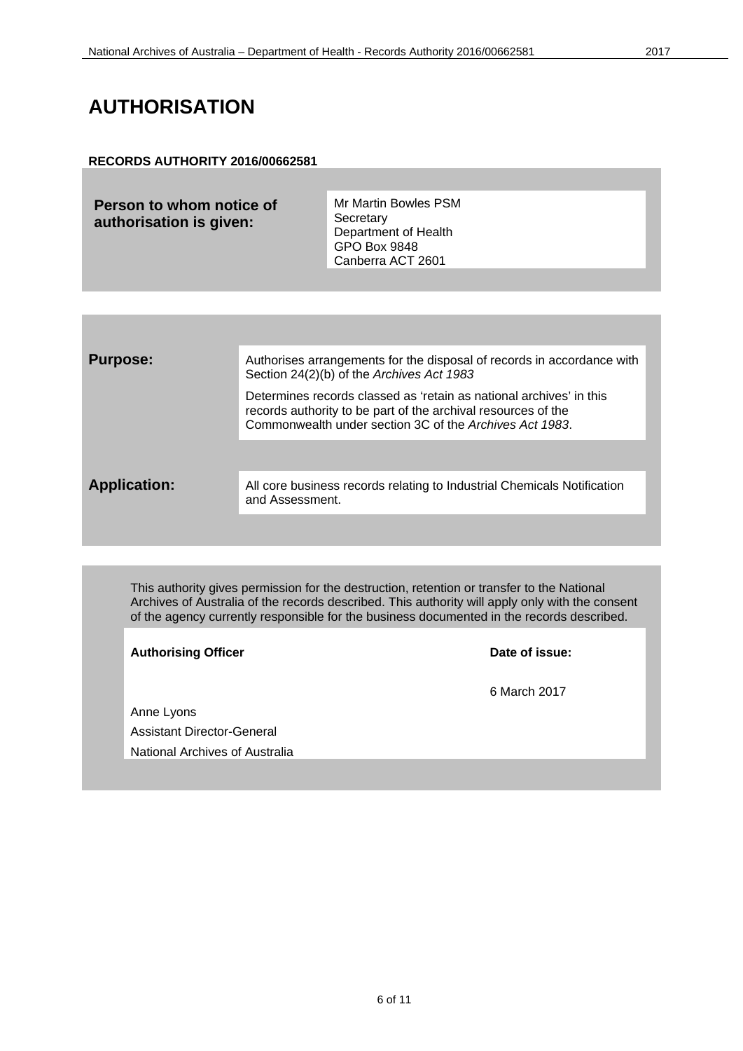# AUTHORISATION

**RECORDS AUTHORITY 2016/00662581**

| **Person to whom notice of authorisation is given:** | Mr Martin Bowles PSM<br>Secretary<br>Department of Health<br>GPO Box 9848<br>Canberra ACT 2601 |
|---|---|

| | |
|---|---|
| **Purpose:** | Authorises arrangements for the disposal of records in accordance with Section 24(2)(b) of the *Archives Act 1983*<br><br>Determines records classed as 'retain as national archives' in this records authority to be part of the archival resources of the Commonwealth under section 3C of the *Archives Act 1983*. |
| **Application:** | All core business records relating to Industrial Chemicals Notification and Assessment. |

This authority gives permission for the destruction, retention or transfer to the National Archives of Australia of the records described. This authority will apply only with the consent of the agency currently responsible for the business documented in the records described.

| **Authorising Officer** | **Date of issue:** |
|---|---|
| Anne Lyons<br>Assistant Director-General<br>National Archives of Australia | 6 March 2017 |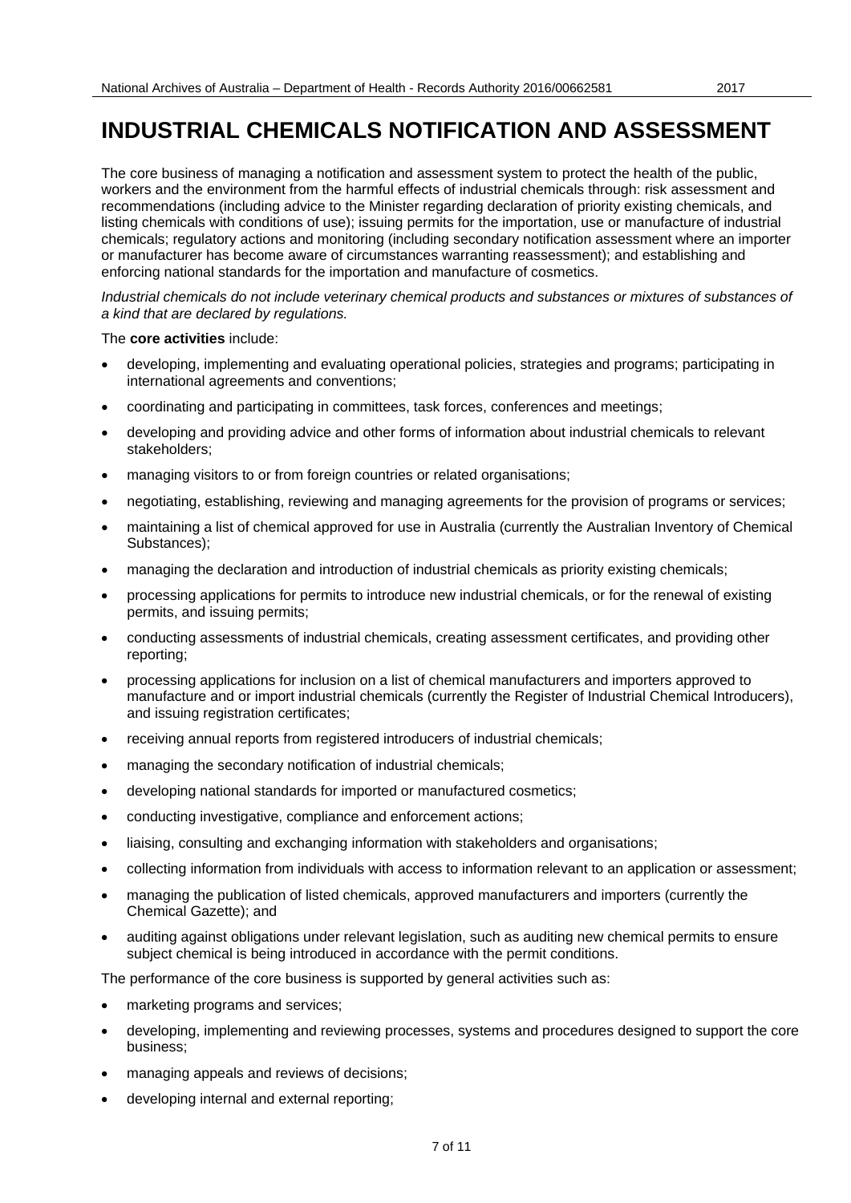# INDUSTRIAL CHEMICALS NOTIFICATION AND ASSESSMENT

The core business of managing a notification and assessment system to protect the health of the public, workers and the environment from the harmful effects of industrial chemicals through: risk assessment and recommendations (including advice to the Minister regarding declaration of priority existing chemicals, and listing chemicals with conditions of use); issuing permits for the importation, use or manufacture of industrial chemicals; regulatory actions and monitoring (including secondary notification assessment where an importer or manufacturer has become aware of circumstances warranting reassessment); and establishing and enforcing national standards for the importation and manufacture of cosmetics.

*Industrial chemicals do not include veterinary chemical products and substances or mixtures of substances of a kind that are declared by regulations.*

The **core activities** include:

- developing, implementing and evaluating operational policies, strategies and programs; participating in international agreements and conventions;
- coordinating and participating in committees, task forces, conferences and meetings;
- developing and providing advice and other forms of information about industrial chemicals to relevant stakeholders;
- managing visitors to or from foreign countries or related organisations;
- negotiating, establishing, reviewing and managing agreements for the provision of programs or services;
- maintaining a list of chemical approved for use in Australia (currently the Australian Inventory of Chemical Substances);
- managing the declaration and introduction of industrial chemicals as priority existing chemicals;
- processing applications for permits to introduce new industrial chemicals, or for the renewal of existing permits, and issuing permits;
- conducting assessments of industrial chemicals, creating assessment certificates, and providing other reporting;
- processing applications for inclusion on a list of chemical manufacturers and importers approved to manufacture and or import industrial chemicals (currently the Register of Industrial Chemical Introducers), and issuing registration certificates;
- receiving annual reports from registered introducers of industrial chemicals;
- managing the secondary notification of industrial chemicals;
- developing national standards for imported or manufactured cosmetics;
- conducting investigative, compliance and enforcement actions;
- liaising, consulting and exchanging information with stakeholders and organisations;
- collecting information from individuals with access to information relevant to an application or assessment;
- managing the publication of listed chemicals, approved manufacturers and importers (currently the Chemical Gazette); and
- auditing against obligations under relevant legislation, such as auditing new chemical permits to ensure subject chemical is being introduced in accordance with the permit conditions.

The performance of the core business is supported by general activities such as:

- marketing programs and services;
- developing, implementing and reviewing processes, systems and procedures designed to support the core business;
- managing appeals and reviews of decisions;
- developing internal and external reporting;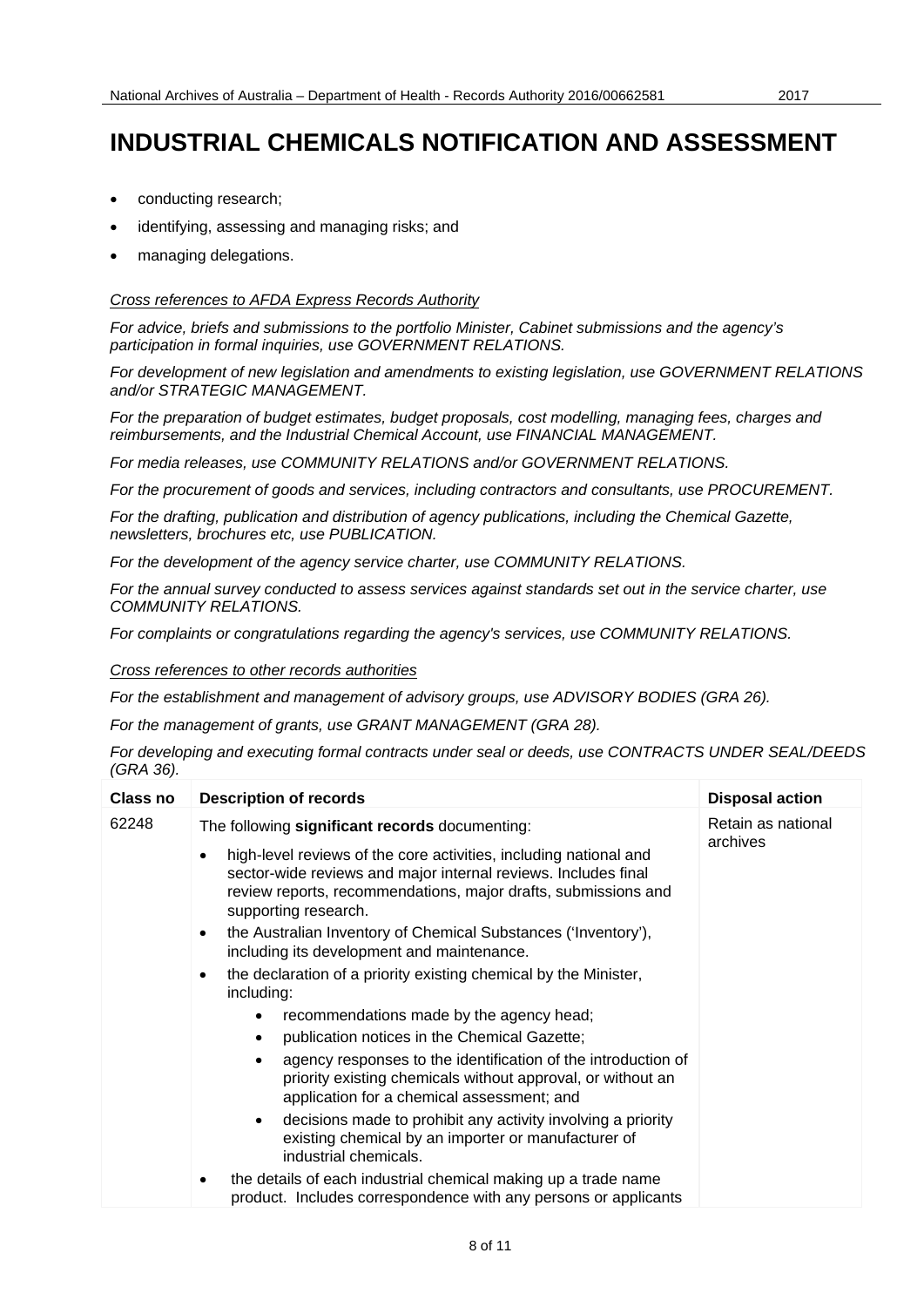# INDUSTRIAL CHEMICALS NOTIFICATION AND ASSESSMENT

- conducting research;
- identifying, assessing and managing risks; and
- managing delegations.

*Cross references to AFDA Express Records Authority*

*For advice, briefs and submissions to the portfolio Minister, Cabinet submissions and the agency's participation in formal inquiries, use GOVERNMENT RELATIONS.*

*For development of new legislation and amendments to existing legislation, use GOVERNMENT RELATIONS and/or STRATEGIC MANAGEMENT.*

*For the preparation of budget estimates, budget proposals, cost modelling, managing fees, charges and reimbursements, and the Industrial Chemical Account, use FINANCIAL MANAGEMENT.*

*For media releases, use COMMUNITY RELATIONS and/or GOVERNMENT RELATIONS.*

*For the procurement of goods and services, including contractors and consultants, use PROCUREMENT.*

*For the drafting, publication and distribution of agency publications, including the Chemical Gazette, newsletters, brochures etc, use PUBLICATION.*

*For the development of the agency service charter, use COMMUNITY RELATIONS.*

*For the annual survey conducted to assess services against standards set out in the service charter, use COMMUNITY RELATIONS.*

*For complaints or congratulations regarding the agency's services, use COMMUNITY RELATIONS.*

*Cross references to other records authorities*

*For the establishment and management of advisory groups, use ADVISORY BODIES (GRA 26).*

*For the management of grants, use GRANT MANAGEMENT (GRA 28).*

*For developing and executing formal contracts under seal or deeds, use CONTRACTS UNDER SEAL/DEEDS (GRA 36).*

| Class no | Description of records | Disposal action |
|---|---|---|
| 62248 | The following **significant records** documenting:<br>• high-level reviews of the core activities, including national and sector-wide reviews and major internal reviews. Includes final review reports, recommendations, major drafts, submissions and supporting research.<br>• the Australian Inventory of Chemical Substances ('Inventory'), including its development and maintenance.<br>• the declaration of a priority existing chemical by the Minister, including:<br>&nbsp;&nbsp;&nbsp;&nbsp;• recommendations made by the agency head;<br>&nbsp;&nbsp;&nbsp;&nbsp;• publication notices in the Chemical Gazette;<br>&nbsp;&nbsp;&nbsp;&nbsp;• agency responses to the identification of the introduction of priority existing chemicals without approval, or without an application for a chemical assessment; and<br>&nbsp;&nbsp;&nbsp;&nbsp;• decisions made to prohibit any activity involving a priority existing chemical by an importer or manufacturer of industrial chemicals.<br>• the details of each industrial chemical making up a trade name product. Includes correspondence with any persons or applicants | Retain as national archives |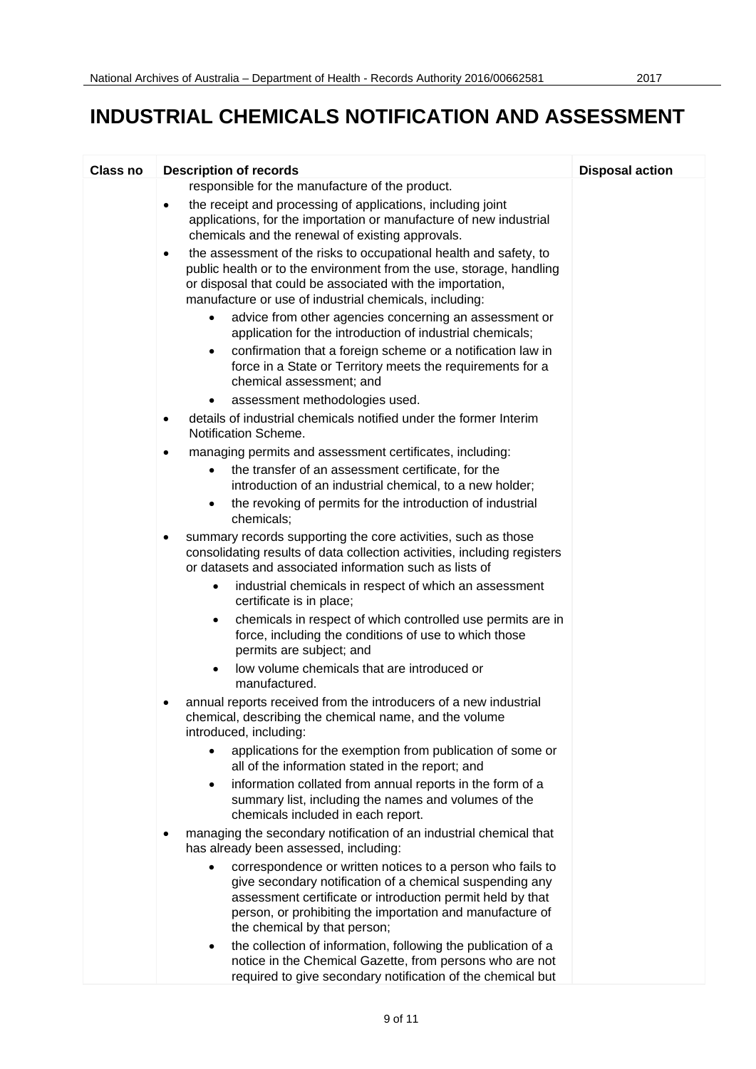# INDUSTRIAL CHEMICALS NOTIFICATION AND ASSESSMENT

| Class no | Description of records | Disposal action |
|---|---|---|
| | responsible for the manufacture of the product.<br>• the receipt and processing of applications, including joint applications, for the importation or manufacture of new industrial chemicals and the renewal of existing approvals.<br>• the assessment of the risks to occupational health and safety, to public health or to the environment from the use, storage, handling or disposal that could be associated with the importation, manufacture or use of industrial chemicals, including:<br>&nbsp;&nbsp;&nbsp;&nbsp;• advice from other agencies concerning an assessment or application for the introduction of industrial chemicals;<br>&nbsp;&nbsp;&nbsp;&nbsp;• confirmation that a foreign scheme or a notification law in force in a State or Territory meets the requirements for a chemical assessment; and<br>&nbsp;&nbsp;&nbsp;&nbsp;• assessment methodologies used.<br>• details of industrial chemicals notified under the former Interim Notification Scheme.<br>• managing permits and assessment certificates, including:<br>&nbsp;&nbsp;&nbsp;&nbsp;• the transfer of an assessment certificate, for the introduction of an industrial chemical, to a new holder;<br>&nbsp;&nbsp;&nbsp;&nbsp;• the revoking of permits for the introduction of industrial chemicals;<br>• summary records supporting the core activities, such as those consolidating results of data collection activities, including registers or datasets and associated information such as lists of<br>&nbsp;&nbsp;&nbsp;&nbsp;• industrial chemicals in respect of which an assessment certificate is in place;<br>&nbsp;&nbsp;&nbsp;&nbsp;• chemicals in respect of which controlled use permits are in force, including the conditions of use to which those permits are subject; and<br>&nbsp;&nbsp;&nbsp;&nbsp;• low volume chemicals that are introduced or manufactured.<br>• annual reports received from the introducers of a new industrial chemical, describing the chemical name, and the volume introduced, including:<br>&nbsp;&nbsp;&nbsp;&nbsp;• applications for the exemption from publication of some or all of the information stated in the report; and<br>&nbsp;&nbsp;&nbsp;&nbsp;• information collated from annual reports in the form of a summary list, including the names and volumes of the chemicals included in each report.<br>• managing the secondary notification of an industrial chemical that has already been assessed, including:<br>&nbsp;&nbsp;&nbsp;&nbsp;• correspondence or written notices to a person who fails to give secondary notification of a chemical suspending any assessment certificate or introduction permit held by that person, or prohibiting the importation and manufacture of the chemical by that person;<br>&nbsp;&nbsp;&nbsp;&nbsp;• the collection of information, following the publication of a notice in the Chemical Gazette, from persons who are not required to give secondary notification of the chemical but | |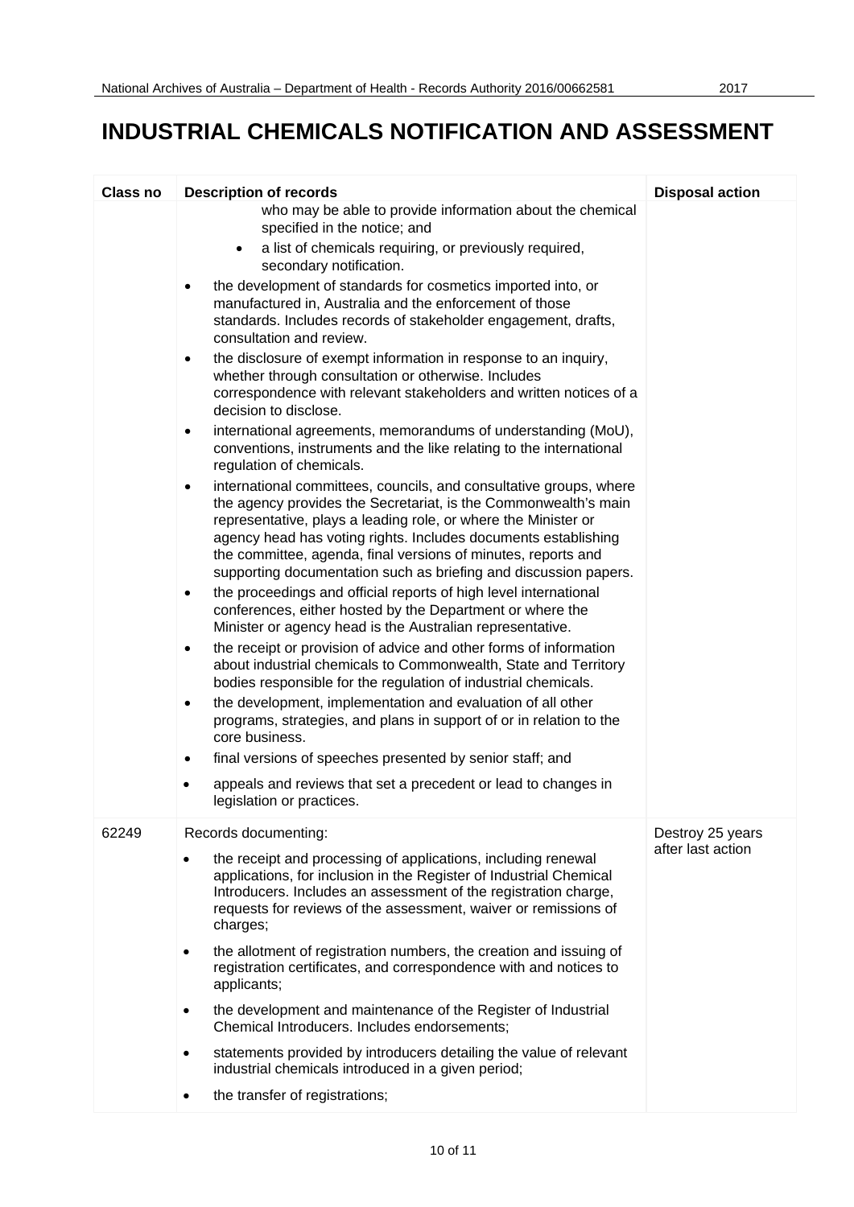# INDUSTRIAL CHEMICALS NOTIFICATION AND ASSESSMENT

| Class no | Description of records | Disposal action |
|---|---|---|
| | who may be able to provide information about the chemical specified in the notice; and<br>• a list of chemicals requiring, or previously required, secondary notification.<br>• the development of standards for cosmetics imported into, or manufactured in, Australia and the enforcement of those standards. Includes records of stakeholder engagement, drafts, consultation and review.<br>• the disclosure of exempt information in response to an inquiry, whether through consultation or otherwise. Includes correspondence with relevant stakeholders and written notices of a decision to disclose.<br>• international agreements, memorandums of understanding (MoU), conventions, instruments and the like relating to the international regulation of chemicals.<br>• international committees, councils, and consultative groups, where the agency provides the Secretariat, is the Commonwealth's main representative, plays a leading role, or where the Minister or agency head has voting rights. Includes documents establishing the committee, agenda, final versions of minutes, reports and supporting documentation such as briefing and discussion papers.<br>• the proceedings and official reports of high level international conferences, either hosted by the Department or where the Minister or agency head is the Australian representative.<br>• the receipt or provision of advice and other forms of information about industrial chemicals to Commonwealth, State and Territory bodies responsible for the regulation of industrial chemicals.<br>• the development, implementation and evaluation of all other programs, strategies, and plans in support of or in relation to the core business.<br>• final versions of speeches presented by senior staff; and<br>• appeals and reviews that set a precedent or lead to changes in legislation or practices. | |
| 62249 | Records documenting:<br>• the receipt and processing of applications, including renewal applications, for inclusion in the Register of Industrial Chemical Introducers. Includes an assessment of the registration charge, requests for reviews of the assessment, waiver or remissions of charges;<br>• the allotment of registration numbers, the creation and issuing of registration certificates, and correspondence with and notices to applicants;<br>• the development and maintenance of the Register of Industrial Chemical Introducers. Includes endorsements;<br>• statements provided by introducers detailing the value of relevant industrial chemicals introduced in a given period;<br>• the transfer of registrations; | Destroy 25 years after last action |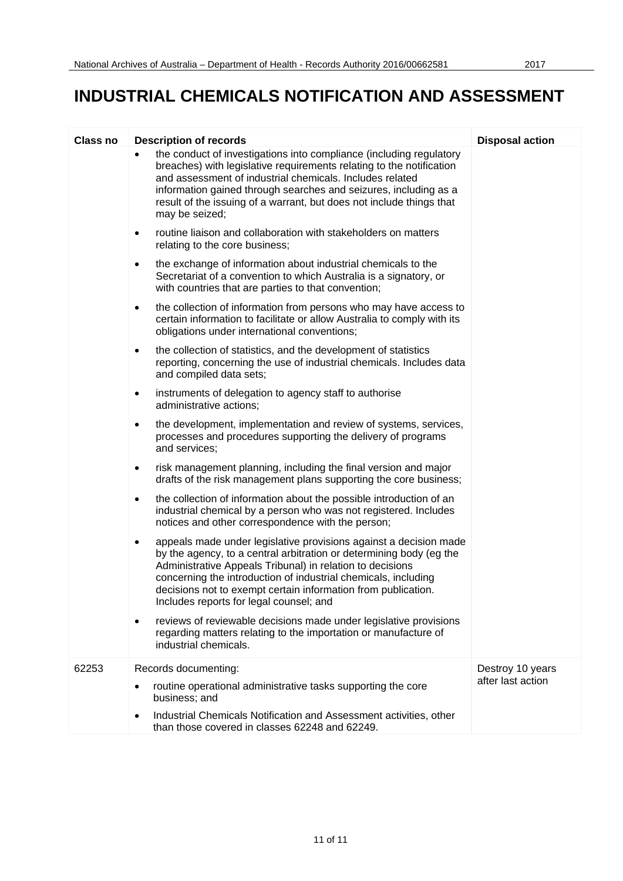# INDUSTRIAL CHEMICALS NOTIFICATION AND ASSESSMENT

| Class no | Description of records | Disposal action |
|---|---|---|
| | • the conduct of investigations into compliance (including regulatory breaches) with legislative requirements relating to the notification and assessment of industrial chemicals. Includes related information gained through searches and seizures, including as a result of the issuing of a warrant, but does not include things that may be seized;<br><br>• routine liaison and collaboration with stakeholders on matters relating to the core business;<br><br>• the exchange of information about industrial chemicals to the Secretariat of a convention to which Australia is a signatory, or with countries that are parties to that convention;<br><br>• the collection of information from persons who may have access to certain information to facilitate or allow Australia to comply with its obligations under international conventions;<br><br>• the collection of statistics, and the development of statistics reporting, concerning the use of industrial chemicals. Includes data and compiled data sets;<br><br>• instruments of delegation to agency staff to authorise administrative actions;<br><br>• the development, implementation and review of systems, services, processes and procedures supporting the delivery of programs and services;<br><br>• risk management planning, including the final version and major drafts of the risk management plans supporting the core business;<br><br>• the collection of information about the possible introduction of an industrial chemical by a person who was not registered. Includes notices and other correspondence with the person;<br><br>• appeals made under legislative provisions against a decision made by the agency, to a central arbitration or determining body (eg the Administrative Appeals Tribunal) in relation to decisions concerning the introduction of industrial chemicals, including decisions not to exempt certain information from publication. Includes reports for legal counsel; and<br><br>• reviews of reviewable decisions made under legislative provisions regarding matters relating to the importation or manufacture of industrial chemicals. | |
| 62253 | Records documenting:<br><br>• routine operational administrative tasks supporting the core business; and<br><br>• Industrial Chemicals Notification and Assessment activities, other than those covered in classes 62248 and 62249. | Destroy 10 years after last action |